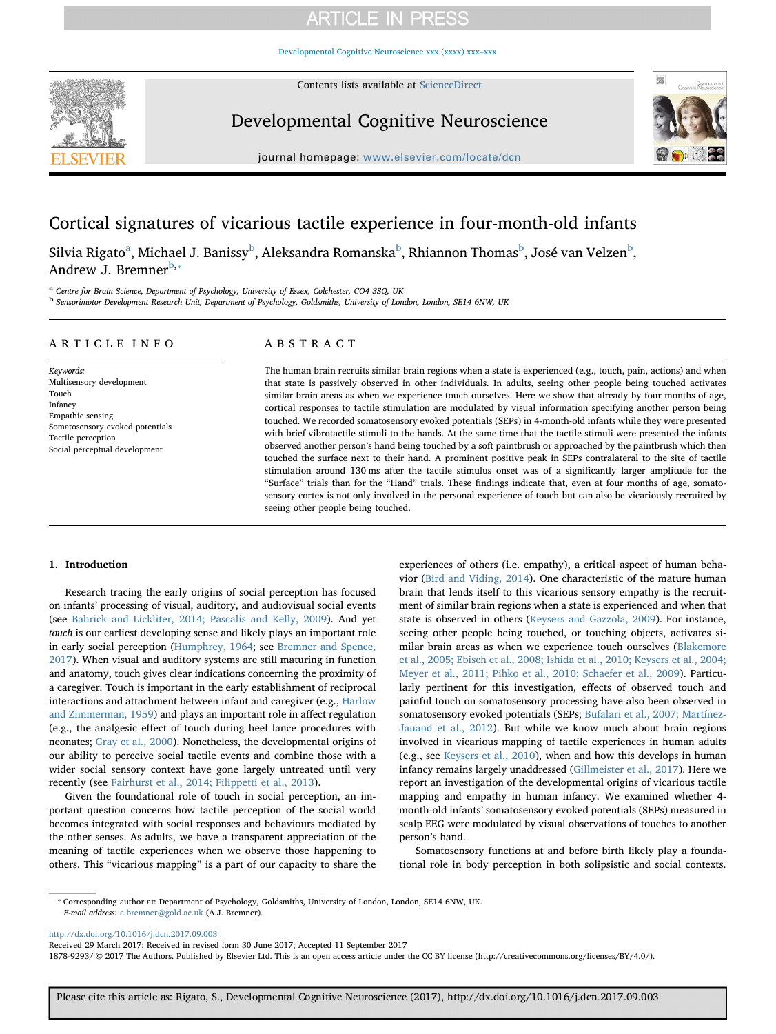# Cortical signatures of vicarious tactile experience in four-month-old infants

Silvia Rigato[a], Michael J. Banissy[b], Aleksandra Romanska[b], Rhiannon Thomas[b], José van Velzen[b], Andrew J. Bremner[b,*]

[a] Centre for Brain Science, Department of Psychology, University of Essex, Colchester, CO4 3SQ, UK
[b] Sensorimotor Development Research Unit, Department of Psychology, Goldsmiths, University of London, London, SE14 6NW, UK

## ARTICLE INFO

*Keywords:*
Multisensory development
Touch
Infancy
Empathic sensing
Somatosensory evoked potentials
Tactile perception
Social perceptual development

## ABSTRACT

The human brain recruits similar brain regions when a state is experienced (e.g., touch, pain, actions) and when that state is passively observed in other individuals. In adults, seeing other people being touched activates similar brain areas as when we experience touch ourselves. Here we show that already by four months of age, cortical responses to tactile stimulation are modulated by visual information specifying another person being touched. We recorded somatosensory evoked potentials (SEPs) in 4-month-old infants while they were presented with brief vibrotactile stimuli to the hands. At the same time that the tactile stimuli were presented the infants observed another person's hand being touched by a soft paintbrush or approached by the paintbrush which then touched the surface next to their hand. A prominent positive peak in SEPs contralateral to the site of tactile stimulation around 130 ms after the tactile stimulus onset was of a significantly larger amplitude for the "Surface" trials than for the "Hand" trials. These findings indicate that, even at four months of age, somatosensory cortex is not only involved in the personal experience of touch but can also be vicariously recruited by seeing other people being touched.

## 1. Introduction

Research tracing the early origins of social perception has focused on infants' processing of visual, auditory, and audiovisual social events (see Bahrick and Lickliter, 2014; Pascalis and Kelly, 2009). And yet *touch* is our earliest developing sense and likely plays an important role in early social perception (Humphrey, 1964; see Bremner and Spence, 2017). When visual and auditory systems are still maturing in function and anatomy, touch gives clear indications concerning the proximity of a caregiver. Touch is important in the early establishment of reciprocal interactions and attachment between infant and caregiver (e.g., Harlow and Zimmerman, 1959) and plays an important role in affect regulation (e.g., the analgesic effect of touch during heel lance procedures with neonates; Gray et al., 2000). Nonetheless, the developmental origins of our ability to perceive social tactile events and combine those with a wider social sensory context have gone largely untreated until very recently (see Fairhurst et al., 2014; Filippetti et al., 2013).

Given the foundational role of touch in social perception, an important question concerns how tactile perception of the social world becomes integrated with social responses and behaviours mediated by the other senses. As adults, we have a transparent appreciation of the meaning of tactile experiences when we observe those happening to others. This "vicarious mapping" is a part of our capacity to share the experiences of others (i.e. empathy), a critical aspect of human behavior (Bird and Viding, 2014). One characteristic of the mature human brain that lends itself to this vicarious sensory empathy is the recruitment of similar brain regions when a state is experienced and when that state is observed in others (Keysers and Gazzola, 2009). For instance, seeing other people being touched, or touching objects, activates similar brain areas as when we experience touch ourselves (Blakemore et al., 2005; Ebisch et al., 2008; Ishida et al., 2010; Keysers et al., 2004; Meyer et al., 2011; Pihko et al., 2010; Schaefer et al., 2009). Particularly pertinent for this investigation, effects of observed touch and painful touch on somatosensory processing have also been observed in somatosensory evoked potentials (SEPs; Bufalari et al., 2007; Martínez-Jauand et al., 2012). But while we know much about brain regions involved in vicarious mapping of tactile experiences in human adults (e.g., see Keysers et al., 2010), when and how this develops in human infancy remains largely unaddressed (Gillmeister et al., 2017). Here we report an investigation of the developmental origins of vicarious tactile mapping and empathy in human infancy. We examined whether 4-month-old infants' somatosensory evoked potentials (SEPs) measured in scalp EEG were modulated by visual observations of touches to another person's hand.

Somatosensory functions at and before birth likely play a foundational role in body perception in both solipsistic and social contexts.

* Corresponding author at: Department of Psychology, Goldsmiths, University of London, London, SE14 6NW, UK.
*E-mail address:* a.bremner@gold.ac.uk (A.J. Bremner).

http://dx.doi.org/10.1016/j.dcn.2017.09.003
Received 29 March 2017; Received in revised form 30 June 2017; Accepted 11 September 2017
1878-9293/ © 2017 The Authors. Published by Elsevier Ltd. This is an open access article under the CC BY license (http://creativecommons.org/licenses/BY/4.0/).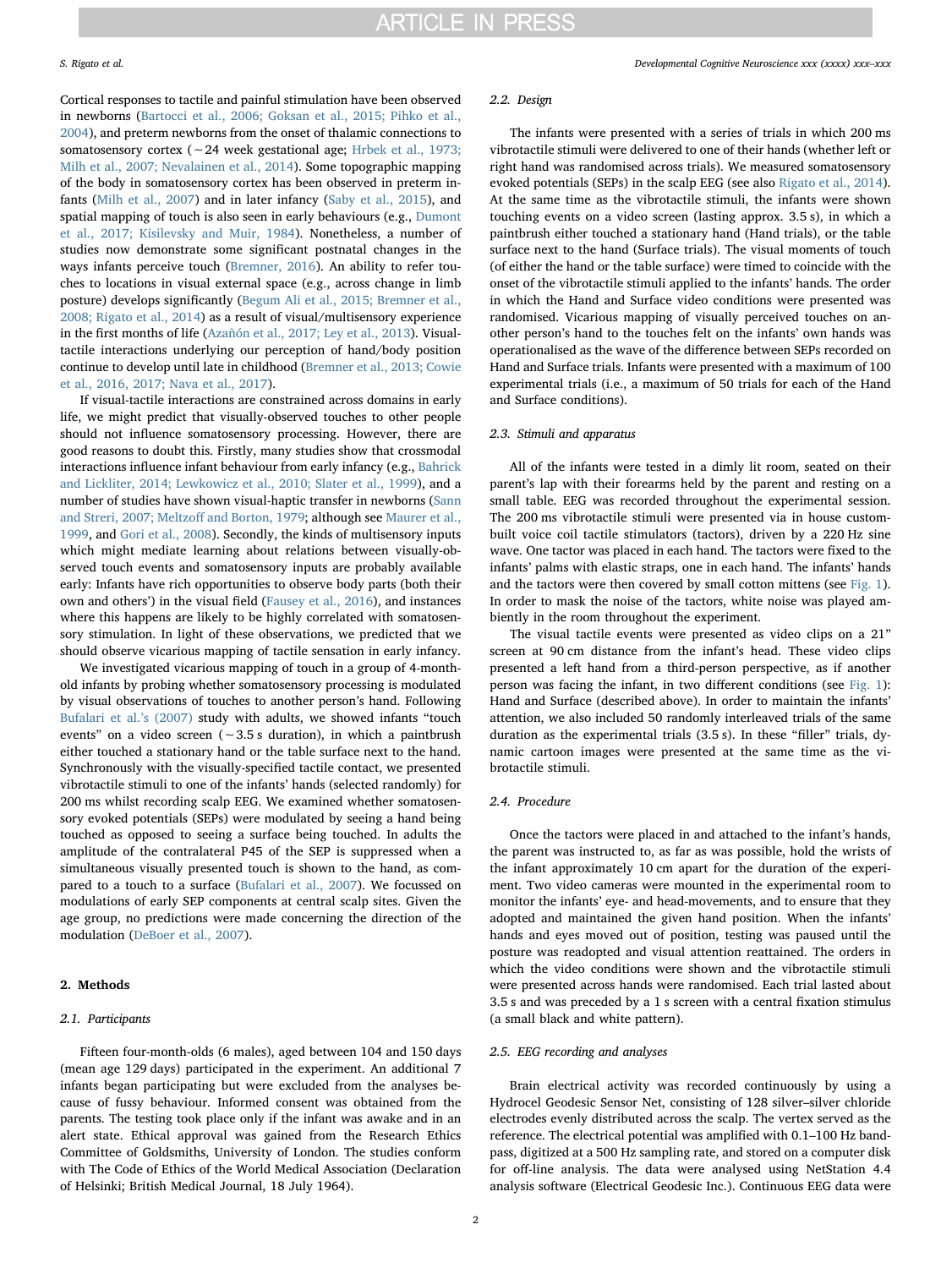Cortical responses to tactile and painful stimulation have been observed in newborns (Bartocci et al., 2006; Goksan et al., 2015; Pihko et al., 2004), and preterm newborns from the onset of thalamic connections to somatosensory cortex (~24 week gestational age; Hrbek et al., 1973; Milh et al., 2007; Nevalainen et al., 2014). Some topographic mapping of the body in somatosensory cortex has been observed in preterm infants (Milh et al., 2007) and in later infancy (Saby et al., 2015), and spatial mapping of touch is also seen in early behaviours (e.g., Dumont et al., 2017; Kisilevsky and Muir, 1984). Nonetheless, a number of studies now demonstrate some significant postnatal changes in the ways infants perceive touch (Bremner, 2016). An ability to refer touches to locations in visual external space (e.g., across change in limb posture) develops significantly (Begum Ali et al., 2015; Bremner et al., 2008; Rigato et al., 2014) as a result of visual/multisensory experience in the first months of life (Azañón et al., 2017; Ley et al., 2013). Visual-tactile interactions underlying our perception of hand/body position continue to develop until late in childhood (Bremner et al., 2013; Cowie et al., 2016, 2017; Nava et al., 2017).

If visual-tactile interactions are constrained across domains in early life, we might predict that visually-observed touches to other people should not influence somatosensory processing. However, there are good reasons to doubt this. Firstly, many studies show that crossmodal interactions influence infant behaviour from early infancy (e.g., Bahrick and Lickliter, 2014; Lewkowicz et al., 2010; Slater et al., 1999), and a number of studies have shown visual-haptic transfer in newborns (Sann and Streri, 2007; Meltzoff and Borton, 1979; although see Maurer et al., 1999, and Gori et al., 2008). Secondly, the kinds of multisensory inputs which might mediate learning about relations between visually-observed touch events and somatosensory inputs are probably available early: Infants have rich opportunities to observe body parts (both their own and others') in the visual field (Fausey et al., 2016), and instances where this happens are likely to be highly correlated with somatosensory stimulation. In light of these observations, we predicted that we should observe vicarious mapping of tactile sensation in early infancy.

We investigated vicarious mapping of touch in a group of 4-month-old infants by probing whether somatosensory processing is modulated by visual observations of touches to another person's hand. Following Bufalari et al.'s (2007) study with adults, we showed infants "touch events" on a video screen (~3.5 s duration), in which a paintbrush either touched a stationary hand or the table surface next to the hand. Synchronously with the visually-specified tactile contact, we presented vibrotactile stimuli to one of the infants' hands (selected randomly) for 200 ms whilst recording scalp EEG. We examined whether somatosensory evoked potentials (SEPs) were modulated by seeing a hand being touched as opposed to seeing a surface being touched. In adults the amplitude of the contralateral P45 of the SEP is suppressed when a simultaneous visually presented touch is shown to the hand, as compared to a touch to a surface (Bufalari et al., 2007). We focussed on modulations of early SEP components at central scalp sites. Given the age group, no predictions were made concerning the direction of the modulation (DeBoer et al., 2007).

## 2. Methods

### 2.1. Participants

Fifteen four-month-olds (6 males), aged between 104 and 150 days (mean age 129 days) participated in the experiment. An additional 7 infants began participating but were excluded from the analyses because of fussy behaviour. Informed consent was obtained from the parents. The testing took place only if the infant was awake and in an alert state. Ethical approval was gained from the Research Ethics Committee of Goldsmiths, University of London. The studies conform with The Code of Ethics of the World Medical Association (Declaration of Helsinki; British Medical Journal, 18 July 1964).

### 2.2. Design

The infants were presented with a series of trials in which 200 ms vibrotactile stimuli were delivered to one of their hands (whether left or right hand was randomised across trials). We measured somatosensory evoked potentials (SEPs) in the scalp EEG (see also Rigato et al., 2014). At the same time as the vibrotactile stimuli, the infants were shown touching events on a video screen (lasting approx. 3.5 s), in which a paintbrush either touched a stationary hand (Hand trials), or the table surface next to the hand (Surface trials). The visual moments of touch (of either the hand or the table surface) were timed to coincide with the onset of the vibrotactile stimuli applied to the infants' hands. The order in which the Hand and Surface video conditions were presented was randomised. Vicarious mapping of visually perceived touches on another person's hand to the touches felt on the infants' own hands was operationalised as the wave of the difference between SEPs recorded on Hand and Surface trials. Infants were presented with a maximum of 100 experimental trials (i.e., a maximum of 50 trials for each of the Hand and Surface conditions).

### 2.3. Stimuli and apparatus

All of the infants were tested in a dimly lit room, seated on their parent's lap with their forearms held by the parent and resting on a small table. EEG was recorded throughout the experimental session. The 200 ms vibrotactile stimuli were presented via in house custom-built voice coil tactile stimulators (tactors), driven by a 220 Hz sine wave. One tactor was placed in each hand. The tactors were fixed to the infants' palms with elastic straps, one in each hand. The infants' hands and the tactors were then covered by small cotton mittens (see Fig. 1). In order to mask the noise of the tactors, white noise was played ambiently in the room throughout the experiment.

The visual tactile events were presented as video clips on a 21" screen at 90 cm distance from the infant's head. These video clips presented a left hand from a third-person perspective, as if another person was facing the infant, in two different conditions (see Fig. 1): Hand and Surface (described above). In order to maintain the infants' attention, we also included 50 randomly interleaved trials of the same duration as the experimental trials (3.5 s). In these "filler" trials, dynamic cartoon images were presented at the same time as the vibrotactile stimuli.

### 2.4. Procedure

Once the tactors were placed in and attached to the infant's hands, the parent was instructed to, as far as was possible, hold the wrists of the infant approximately 10 cm apart for the duration of the experiment. Two video cameras were mounted in the experimental room to monitor the infants' eye- and head-movements, and to ensure that they adopted and maintained the given hand position. When the infants' hands and eyes moved out of position, testing was paused until the posture was readopted and visual attention reattained. The orders in which the video conditions were shown and the vibrotactile stimuli were presented across hands were randomised. Each trial lasted about 3.5 s and was preceded by a 1 s screen with a central fixation stimulus (a small black and white pattern).

### 2.5. EEG recording and analyses

Brain electrical activity was recorded continuously by using a Hydrocel Geodesic Sensor Net, consisting of 128 silver–silver chloride electrodes evenly distributed across the scalp. The vertex served as the reference. The electrical potential was amplified with 0.1–100 Hz band-pass, digitized at a 500 Hz sampling rate, and stored on a computer disk for off-line analysis. The data were analysed using NetStation 4.4 analysis software (Electrical Geodesic Inc.). Continuous EEG data were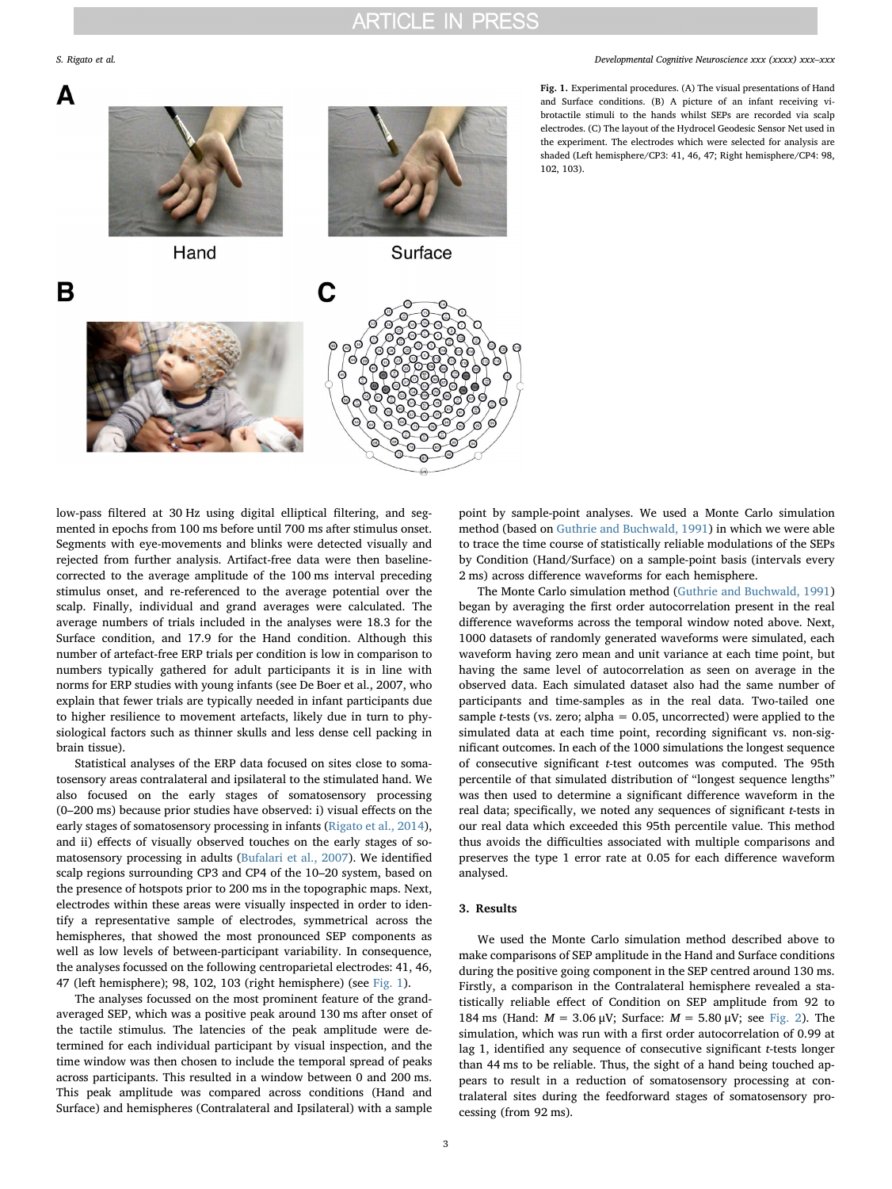Fig. 1. Experimental procedures. (A) The visual presentations of Hand and Surface conditions. (B) A picture of an infant receiving vibrotactile stimuli to the hands whilst SEPs are recorded via scalp electrodes. (C) The layout of the Hydrocel Geodesic Sensor Net used in the experiment. The electrodes which were selected for analysis are shaded (Left hemisphere/CP3: 41, 46, 47; Right hemisphere/CP4: 98, 102, 103).

low-pass filtered at 30 Hz using digital elliptical filtering, and segmented in epochs from 100 ms before until 700 ms after stimulus onset. Segments with eye-movements and blinks were detected visually and rejected from further analysis. Artifact-free data were then baseline-corrected to the average amplitude of the 100 ms interval preceding stimulus onset, and re-referenced to the average potential over the scalp. Finally, individual and grand averages were calculated. The average numbers of trials included in the analyses were 18.3 for the Surface condition, and 17.9 for the Hand condition. Although this number of artefact-free ERP trials per condition is low in comparison to numbers typically gathered for adult participants it is in line with norms for ERP studies with young infants (see De Boer et al., 2007, who explain that fewer trials are typically needed in infant participants due to higher resilience to movement artefacts, likely due in turn to physiological factors such as thinner skulls and less dense cell packing in brain tissue).

Statistical analyses of the ERP data focused on sites close to somatosensory areas contralateral and ipsilateral to the stimulated hand. We also focused on the early stages of somatosensory processing (0–200 ms) because prior studies have observed: i) visual effects on the early stages of somatosensory processing in infants (Rigato et al., 2014), and ii) effects of visually observed touches on the early stages of somatosensory processing in adults (Bufalari et al., 2007). We identified scalp regions surrounding CP3 and CP4 of the 10–20 system, based on the presence of hotspots prior to 200 ms in the topographic maps. Next, electrodes within these areas were visually inspected in order to identify a representative sample of electrodes, symmetrical across the hemispheres, that showed the most pronounced SEP components as well as low levels of between-participant variability. In consequence, the analyses focussed on the following centroparietal electrodes: 41, 46, 47 (left hemisphere); 98, 102, 103 (right hemisphere) (see Fig. 1).

The analyses focussed on the most prominent feature of the grand-averaged SEP, which was a positive peak around 130 ms after onset of the tactile stimulus. The latencies of the peak amplitude were determined for each individual participant by visual inspection, and the time window was then chosen to include the temporal spread of peaks across participants. This resulted in a window between 0 and 200 ms. This peak amplitude was compared across conditions (Hand and Surface) and hemispheres (Contralateral and Ipsilateral) with a sample point by sample-point analyses. We used a Monte Carlo simulation method (based on Guthrie and Buchwald, 1991) in which we were able to trace the time course of statistically reliable modulations of the SEPs by Condition (Hand/Surface) on a sample-point basis (intervals every 2 ms) across difference waveforms for each hemisphere.

The Monte Carlo simulation method (Guthrie and Buchwald, 1991) began by averaging the first order autocorrelation present in the real difference waveforms across the temporal window noted above. Next, 1000 datasets of randomly generated waveforms were simulated, each waveform having zero mean and unit variance at each time point, but having the same level of autocorrelation as seen on average in the observed data. Each simulated dataset also had the same number of participants and time-samples as in the real data. Two-tailed one sample *t*-tests (vs. zero; alpha = 0.05, uncorrected) were applied to the simulated data at each time point, recording significant vs. non-significant outcomes. In each of the 1000 simulations the longest sequence of consecutive significant *t*-test outcomes was computed. The 95th percentile of that simulated distribution of "longest sequence lengths" was then used to determine a significant difference waveform in the real data; specifically, we noted any sequences of significant *t*-tests in our real data which exceeded this 95th percentile value. This method thus avoids the difficulties associated with multiple comparisons and preserves the type 1 error rate at 0.05 for each difference waveform analysed.

## 3. Results

We used the Monte Carlo simulation method described above to make comparisons of SEP amplitude in the Hand and Surface conditions during the positive going component in the SEP centred around 130 ms. Firstly, a comparison in the Contralateral hemisphere revealed a statistically reliable effect of Condition on SEP amplitude from 92 to 184 ms (Hand: $M = 3.06\,\mu V$; Surface: $M = 5.80\,\mu V$; see Fig. 2). The simulation, which was run with a first order autocorrelation of 0.99 at lag 1, identified any sequence of consecutive significant *t*-tests longer than 44 ms to be reliable. Thus, the sight of a hand being touched appears to result in a reduction of somatosensory processing at contralateral sites during the feedforward stages of somatosensory processing (from 92 ms).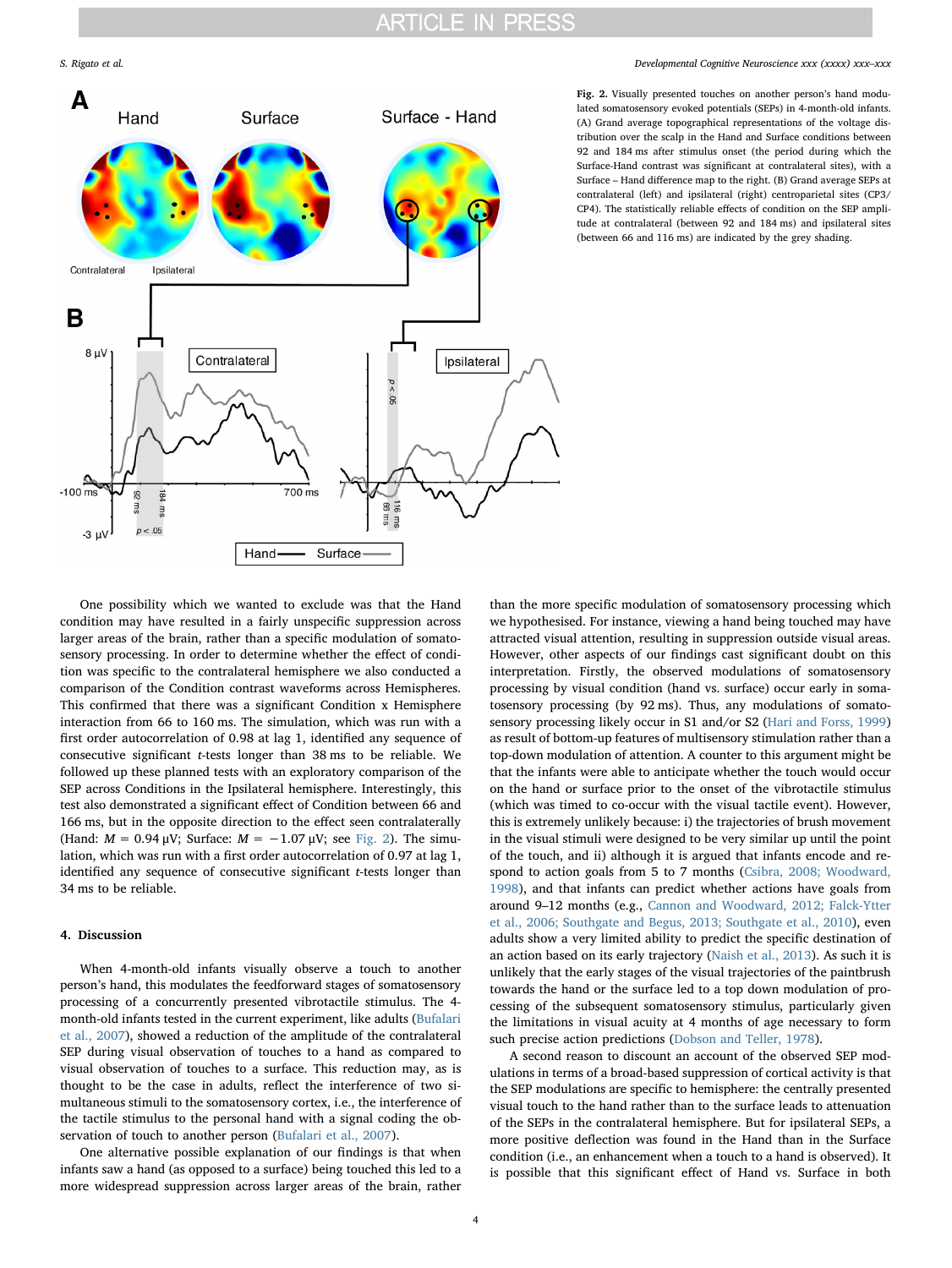**Fig. 2.** Visually presented touches on another person's hand modulated somatosensory evoked potentials (SEPs) in 4-month-old infants. (A) Grand average topographical representations of the voltage distribution over the scalp in the Hand and Surface conditions between 92 and 184 ms after stimulus onset (the period during which the Surface-Hand contrast was significant at contralateral sites), with a Surface – Hand difference map to the right. (B) Grand average SEPs at contralateral (left) and ipsilateral (right) centroparietal sites (CP3/CP4). The statistically reliable effects of condition on the SEP amplitude at contralateral (between 92 and 184 ms) and ipsilateral sites (between 66 and 116 ms) are indicated by the grey shading.

One possibility which we wanted to exclude was that the Hand condition may have resulted in a fairly unspecific suppression across larger areas of the brain, rather than a specific modulation of somatosensory processing. In order to determine whether the effect of condition was specific to the contralateral hemisphere we also conducted a comparison of the Condition contrast waveforms across Hemispheres. This confirmed that there was a significant Condition x Hemisphere interaction from 66 to 160 ms. The simulation, which was run with a first order autocorrelation of 0.98 at lag 1, identified any sequence of consecutive significant *t*-tests longer than 38 ms to be reliable. We followed up these planned tests with an exploratory comparison of the SEP across Conditions in the Ipsilateral hemisphere. Interestingly, this test also demonstrated a significant effect of Condition between 66 and 166 ms, but in the opposite direction to the effect seen contralaterally (Hand: $M = 0.94$ µV; Surface: $M = -1.07$ µV; see Fig. 2). The simulation, which was run with a first order autocorrelation of 0.97 at lag 1, identified any sequence of consecutive significant *t*-tests longer than 34 ms to be reliable.

## 4. Discussion

When 4-month-old infants visually observe a touch to another person's hand, this modulates the feedforward stages of somatosensory processing of a concurrently presented vibrotactile stimulus. The 4-month-old infants tested in the current experiment, like adults (Bufalari et al., 2007), showed a reduction of the amplitude of the contralateral SEP during visual observation of touches to a hand as compared to visual observation of touches to a surface. This reduction may, as is thought to be the case in adults, reflect the interference of two simultaneous stimuli to the somatosensory cortex, i.e., the interference of the tactile stimulus to the personal hand with a signal coding the observation of touch to another person (Bufalari et al., 2007).

One alternative possible explanation of our findings is that when infants saw a hand (as opposed to a surface) being touched this led to a more widespread suppression across larger areas of the brain, rather than the more specific modulation of somatosensory processing which we hypothesised. For instance, viewing a hand being touched may have attracted visual attention, resulting in suppression outside visual areas. However, other aspects of our findings cast significant doubt on this interpretation. Firstly, the observed modulations of somatosensory processing by visual condition (hand vs. surface) occur early in somatosensory processing (by 92 ms). Thus, any modulations of somatosensory processing likely occur in S1 and/or S2 (Hari and Forss, 1999) as result of bottom-up features of multisensory stimulation rather than a top-down modulation of attention. A counter to this argument might be that the infants were able to anticipate whether the touch would occur on the hand or surface prior to the onset of the vibrotactile stimulus (which was timed to co-occur with the visual tactile event). However, this is extremely unlikely because: i) the trajectories of brush movement in the visual stimuli were designed to be very similar up until the point of the touch, and ii) although it is argued that infants encode and respond to action goals from 5 to 7 months (Csibra, 2008; Woodward, 1998), and that infants can predict whether actions have goals from around 9–12 months (e.g., Cannon and Woodward, 2012; Falck-Ytter et al., 2006; Southgate and Begus, 2013; Southgate et al., 2010), even adults show a very limited ability to predict the specific destination of an action based on its early trajectory (Naish et al., 2013). As such it is unlikely that the early stages of the visual trajectories of the paintbrush towards the hand or the surface led to a top down modulation of processing of the subsequent somatosensory stimulus, particularly given the limitations in visual acuity at 4 months of age necessary to form such precise action predictions (Dobson and Teller, 1978).

A second reason to discount an account of the observed SEP modulations in terms of a broad-based suppression of cortical activity is that the SEP modulations are specific to hemisphere: the centrally presented visual touch to the hand rather than to the surface leads to attenuation of the SEPs in the contralateral hemisphere. But for ipsilateral SEPs, a more positive deflection was found in the Hand than in the Surface condition (i.e., an enhancement when a touch to a hand is observed). It is possible that this significant effect of Hand vs. Surface in both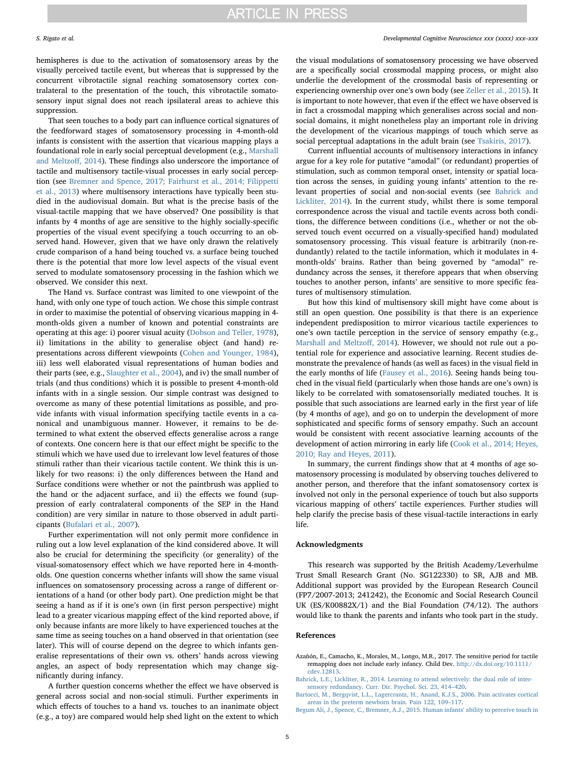hemispheres is due to the activation of somatosensory areas by the visually perceived tactile event, but whereas that is suppressed by the concurrent vibrotactile signal reaching somatosensory cortex contralateral to the presentation of the touch, this vibrotactile somatosensory input signal does not reach ipsilateral areas to achieve this suppression.

That seen touches to a body part can influence cortical signatures of the feedforward stages of somatosensory processing in 4-month-old infants is consistent with the assertion that vicarious mapping plays a foundational role in early social perceptual development (e.g., Marshall and Meltzoff, 2014). These findings also underscore the importance of tactile and multisensory tactile-visual processes in early social perception (see Bremner and Spence, 2017; Fairhurst et al., 2014; Filippetti et al., 2013) where multisensory interactions have typically been studied in the audiovisual domain. But what is the precise basis of the visual-tactile mapping that we have observed? One possibility is that infants by 4 months of age are sensitive to the highly socially-specific properties of the visual event specifying a touch occurring to an observed hand. However, given that we have only drawn the relatively crude comparison of a hand being touched vs. a surface being touched there is the potential that more low level aspects of the visual event served to modulate somatosensory processing in the fashion which we observed. We consider this next.

The Hand vs. Surface contrast was limited to one viewpoint of the hand, with only one type of touch action. We chose this simple contrast in order to maximise the potential of observing vicarious mapping in 4-month-olds given a number of known and potential constraints are operating at this age: i) poorer visual acuity (Dobson and Teller, 1978), ii) limitations in the ability to generalise object (and hand) representations across different viewpoints (Cohen and Younger, 1984), iii) less well elaborated visual representations of human bodies and their parts (see, e.g., Slaughter et al., 2004), and iv) the small number of trials (and thus conditions) which it is possible to present 4-month-old infants with in a single session. Our simple contrast was designed to overcome as many of these potential limitations as possible, and provide infants with visual information specifying tactile events in a canonical and unambiguous manner. However, it remains to be determined to what extent the observed effects generalise across a range of contexts. One concern here is that our effect might be specific to the stimuli which we have used due to irrelevant low level features of those stimuli rather than their vicarious tactile content. We think this is unlikely for two reasons: i) the only differences between the Hand and Surface conditions were whether or not the paintbrush was applied to the hand or the adjacent surface, and ii) the effects we found (suppression of early contralateral components of the SEP in the Hand condition) are very similar in nature to those observed in adult participants (Bufalari et al., 2007).

Further experimentation will not only permit more confidence in ruling out a low level explanation of the kind considered above. It will also be crucial for determining the specificity (or generality) of the visual-somatosensory effect which we have reported here in 4-month-olds. One question concerns whether infants will show the same visual influences on somatosensory processing across a range of different orientations of a hand (or other body part). One prediction might be that seeing a hand as if it is one's own (in first person perspective) might lead to a greater vicarious mapping effect of the kind reported above, if only because infants are more likely to have experienced touches at the same time as seeing touches on a hand observed in that orientation (see later). This will of course depend on the degree to which infants generalise representations of their own vs. others' hands across viewing angles, an aspect of body representation which may change significantly during infancy.

A further question concerns whether the effect we have observed is general across social and non-social stimuli. Further experiments in which effects of touches to a hand vs. touches to an inanimate object (e.g., a toy) are compared would help shed light on the extent to which the visual modulations of somatosensory processing we have observed are a specifically social crossmodal mapping process, or might also underlie the development of the crossmodal basis of representing or experiencing ownership over one's own body (see Zeller et al., 2015). It is important to note however, that even if the effect we have observed is in fact a crossmodal mapping which generalises across social and non-social domains, it might nonetheless play an important role in driving the development of the vicarious mappings of touch which serve as social perceptual adaptations in the adult brain (see Tsakiris, 2017).

Current influential accounts of multisensory interactions in infancy argue for a key role for putative "amodal" (or redundant) properties of stimulation, such as common temporal onset, intensity or spatial location across the senses, in guiding young infants' attention to the relevant properties of social and non-social events (see Bahrick and Lickliter, 2014). In the current study, whilst there is some temporal correspondence across the visual and tactile events across both conditions, the difference between conditions (i.e., whether or not the observed touch event occurred on a visually-specified hand) modulated somatosensory processing. This visual feature is arbitrarily (non-redundantly) related to the tactile information, which it modulates in 4-month-olds' brains. Rather than being governed by "amodal" redundancy across the senses, it therefore appears that when observing touches to another person, infants' are sensitive to more specific features of multisensory stimulation.

But how this kind of multisensory skill might have come about is still an open question. One possibility is that there is an experience independent predisposition to mirror vicarious tactile experiences to one's own tactile perception in the service of sensory empathy (e.g., Marshall and Meltzoff, 2014). However, we should not rule out a potential role for experience and associative learning. Recent studies demonstrate the prevalence of hands (as well as faces) in the visual field in the early months of life (Fausey et al., 2016). Seeing hands being touched in the visual field (particularly when those hands are one's own) is likely to be correlated with somatosensorially mediated touches. It is possible that such associations are learned early in the first year of life (by 4 months of age), and go on to underpin the development of more sophisticated and specific forms of sensory empathy. Such an account would be consistent with recent associative learning accounts of the development of action mirroring in early life (Cook et al., 2014; Heyes, 2010; Ray and Heyes, 2011).

In summary, the current findings show that at 4 months of age somatosensory processing is modulated by observing touches delivered to another person, and therefore that the infant somatosensory cortex is involved not only in the personal experience of touch but also supports vicarious mapping of others' tactile experiences. Further studies will help clarify the precise basis of these visual-tactile interactions in early life.

## Acknowledgments

This research was supported by the British Academy/Leverhulme Trust Small Research Grant (No. SG122330) to SR, AJB and MB. Additional support was provided by the European Research Council (FP7/2007-2013; 241242), the Economic and Social Research Council UK (ES/K00882X/1) and the Bial Foundation (74/12). The authors would like to thank the parents and infants who took part in the study.

## References

Azañón, E., Camacho, K., Morales, M., Longo, M.R., 2017. The sensitive period for tactile remapping does not include early infancy. Child Dev. http://dx.doi.org/10.1111/cdev.12813.

Bahrick, L.E., Lickliter, R., 2014. Learning to attend selectively: the dual role of intersensory redundancy. Curr. Dir. Psychol. Sci. 23, 414–420.

Bartocci, M., Bergqvist, L.L., Lagercrantz, H., Anand, K.J.S., 2006. Pain activates cortical areas in the preterm newborn brain. Pain 122, 109–117.

Begum Ali, J., Spence, C., Bremner, A.J., 2015. Human infants' ability to perceive touch in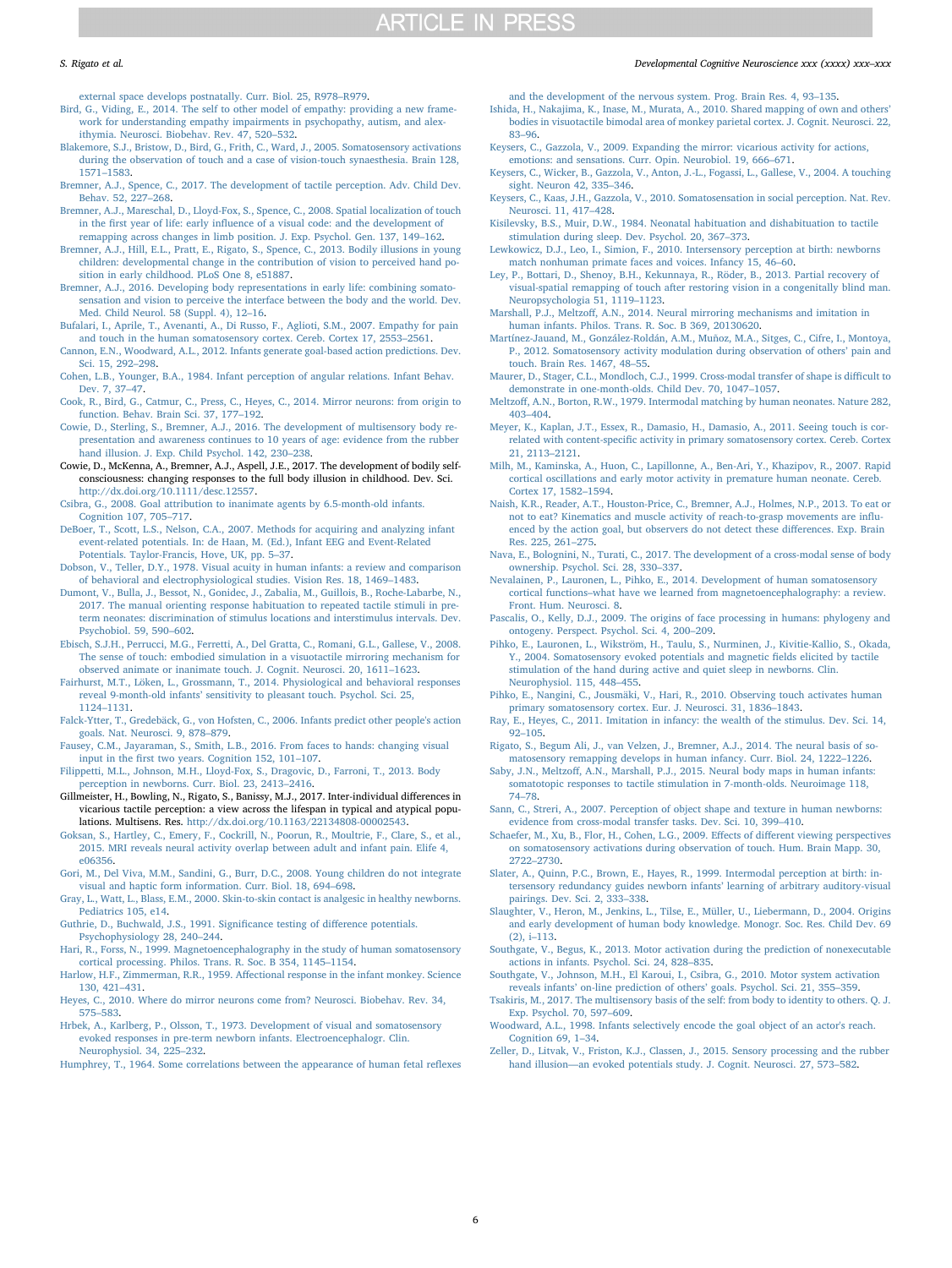external space develops postnatally. Curr. Biol. 25, R978–R979.

Bird, G., Viding, E., 2014. The self to other model of empathy: providing a new framework for understanding empathy impairments in psychopathy, autism, and alexithymia. Neurosci. Biobehav. Rev. 47, 520–532.

Blakemore, S.J., Bristow, D., Bird, G., Frith, C., Ward, J., 2005. Somatosensory activations during the observation of touch and a case of vision-touch synaesthesia. Brain 128, 1571–1583.

Bremner, A.J., Spence, C., 2017. The development of tactile perception. Adv. Child Dev. Behav. 52, 227–268.

Bremner, A.J., Mareschal, D., Lloyd-Fox, S., Spence, C., 2008. Spatial localization of touch in the first year of life: early influence of a visual code: and the development of remapping across changes in limb position. J. Exp. Psychol. Gen. 137, 149–162.

Bremner, A.J., Hill, E.L., Pratt, E., Rigato, S., Spence, C., 2013. Bodily illusions in young children: developmental change in the contribution of vision to perceived hand position in early childhood. PLoS One 8, e51887.

Bremner, A.J., 2016. Developing body representations in early life: combining somatosensation and vision to perceive the interface between the body and the world. Dev. Med. Child Neurol. 58 (Suppl. 4), 12–16.

Bufalari, I., Aprile, T., Avenanti, A., Di Russo, F., Aglioti, S.M., 2007. Empathy for pain and touch in the human somatosensory cortex. Cereb. Cortex 17, 2553–2561.

Cannon, E.N., Woodward, A.L., 2012. Infants generate goal-based action predictions. Dev. Sci. 15, 292–298.

Cohen, L.B., Younger, B.A., 1984. Infant perception of angular relations. Infant Behav. Dev. 7, 37–47.

Cook, R., Bird, G., Catmur, C., Press, C., Heyes, C., 2014. Mirror neurons: from origin to function. Behav. Brain Sci. 37, 177–192.

Cowie, D., Sterling, S., Bremner, A.J., 2016. The development of multisensory body representation and awareness continues to 10 years of age: evidence from the rubber hand illusion. J. Exp. Child Psychol. 142, 230–238.

Cowie, D., McKenna, A., Bremner, A.J., Aspell, J.E., 2017. The development of bodily self-consciousness: changing responses to the full body illusion in childhood. Dev. Sci. http://dx.doi.org/10.1111/desc.12557.

Csibra, G., 2008. Goal attribution to inanimate agents by 6.5-month-old infants. Cognition 107, 705–717.

DeBoer, T., Scott, L.S., Nelson, C.A., 2007. Methods for acquiring and analyzing infant event-related potentials. In: de Haan, M. (Ed.), Infant EEG and Event-Related Potentials. Taylor-Francis, Hove, UK, pp. 5–37.

Dobson, V., Teller, D.Y., 1978. Visual acuity in human infants: a review and comparison of behavioral and electrophysiological studies. Vision Res. 18, 1469–1483.

Dumont, V., Bulla, J., Bessot, N., Gonidec, J., Zabalia, M., Guillois, B., Roche-Labarbe, N., 2017. The manual orienting response habituation to repeated tactile stimuli in preterm neonates: discrimination of stimulus locations and interstimulus intervals. Dev. Psychobiol. 59, 590–602.

Ebisch, S.J.H., Perrucci, M.G., Ferretti, A., Del Gratta, C., Romani, G.L., Gallese, V., 2008. The sense of touch: embodied simulation in a visuotactile mirroring mechanism for observed animate or inanimate touch. J. Cognit. Neurosci. 20, 1611–1623.

Fairhurst, M.T., Löken, L., Grossmann, T., 2014. Physiological and behavioral responses reveal 9-month-old infants' sensitivity to pleasant touch. Psychol. Sci. 25, 1124–1131.

Falck-Ytter, T., Gredebäck, G., von Hofsten, C., 2006. Infants predict other people's action goals. Nat. Neurosci. 9, 878–879.

Fausey, C.M., Jayaraman, S., Smith, L.B., 2016. From faces to hands: changing visual input in the first two years. Cognition 152, 101–107.

Filippetti, M.L., Johnson, M.H., Lloyd-Fox, S., Dragovic, D., Farroni, T., 2013. Body perception in newborns. Curr. Biol. 23, 2413–2416.

Gillmeister, H., Bowling, N., Rigato, S., Banissy, M.J., 2017. Inter-individual differences in vicarious tactile perception: a view across the lifespan in typical and atypical populations. Multisens. Res. http://dx.doi.org/10.1163/22134808-00002543.

Goksan, S., Hartley, C., Emery, F., Cockrill, N., Poorun, R., Moultrie, F., Clare, S., et al., 2015. MRI reveals neural activity overlap between adult and infant pain. Elife 4, e06356.

Gori, M., Del Viva, M.M., Sandini, G., Burr, D.C., 2008. Young children do not integrate visual and haptic form information. Curr. Biol. 18, 694–698.

Gray, L., Watt, L., Blass, E.M., 2000. Skin-to-skin contact is analgesic in healthy newborns. Pediatrics 105, e14.

Guthrie, D., Buchwald, J.S., 1991. Significance testing of difference potentials. Psychophysiology 28, 240–244.

Hari, R., Forss, N., 1999. Magnetoencephalography in the study of human somatosensory cortical processing. Philos. Trans. R. Soc. B 354, 1145–1154.

Harlow, H.F., Zimmerman, R.R., 1959. Affectional response in the infant monkey. Science 130, 421–431.

Heyes, C., 2010. Where do mirror neurons come from? Neurosci. Biobehav. Rev. 34, 575–583.

Hrbek, A., Karlberg, P., Olsson, T., 1973. Development of visual and somatosensory evoked responses in pre-term newborn infants. Electroencephalogr. Clin. Neurophysiol. 34, 225–232.

Humphrey, T., 1964. Some correlations between the appearance of human fetal reflexes and the development of the nervous system. Prog. Brain Res. 4, 93–135.

Ishida, H., Nakajima, K., Inase, M., Murata, A., 2010. Shared mapping of own and others' bodies in visuotactile bimodal area of monkey parietal cortex. J. Cognit. Neurosci. 22, 83–96.

Keysers, C., Gazzola, V., 2009. Expanding the mirror: vicarious activity for actions, emotions: and sensations. Curr. Opin. Neurobiol. 19, 666–671.

Keysers, C., Wicker, B., Gazzola, V., Anton, J.-L., Fogassi, L., Gallese, V., 2004. A touching sight. Neuron 42, 335–346.

Keysers, C., Kaas, J.H., Gazzola, V., 2010. Somatosensation in social perception. Nat. Rev. Neurosci. 11, 417–428.

Kisilevsky, B.S., Muir, D.W., 1984. Neonatal habituation and dishabituation to tactile stimulation during sleep. Dev. Psychol. 20, 367–373.

Lewkowicz, D.J., Leo, I., Simion, F., 2010. Intersensory perception at birth: newborns match nonhuman primate faces and voices. Infancy 15, 46–60.

Ley, P., Bottari, D., Shenoy, B.H., Kekunnaya, R., Röder, B., 2013. Partial recovery of visual-spatial remapping of touch after restoring vision in a congenitally blind man. Neuropsychologia 51, 1119–1123.

Marshall, P.J., Meltzoff, A.N., 2014. Neural mirroring mechanisms and imitation in human infants. Philos. Trans. R. Soc. B 369, 20130620.

Martínez-Jauand, M., González-Roldán, A.M., Muñoz, M.A., Sitges, C., Cifre, I., Montoya, P., 2012. Somatosensory activity modulation during observation of others' pain and touch. Brain Res. 1467, 48–55.

Maurer, D., Stager, C.L., Mondloch, C.J., 1999. Cross-modal transfer of shape is difficult to demonstrate in one-month-olds. Child Dev. 70, 1047–1057.

Meltzoff, A.N., Borton, R.W., 1979. Intermodal matching by human neonates. Nature 282, 403–404.

Meyer, K., Kaplan, J.T., Essex, R., Damasio, H., Damasio, A., 2011. Seeing touch is correlated with content-specific activity in primary somatosensory cortex. Cereb. Cortex 21, 2113–2121.

Milh, M., Kaminska, A., Huon, C., Lapillonne, A., Ben-Ari, Y., Khazipov, R., 2007. Rapid cortical oscillations and early motor activity in premature human neonate. Cereb. Cortex 17, 1582–1594.

Naish, K.R., Reader, A.T., Houston-Price, C., Bremner, A.J., Holmes, N.P., 2013. To eat or not to eat? Kinematics and muscle activity of reach-to-grasp movements are influenced by the action goal, but observers do not detect these differences. Exp. Brain Res. 225, 261–275.

Nava, E., Bolognini, N., Turati, C., 2017. The development of a cross-modal sense of body ownership. Psychol. Sci. 28, 330–337.

Nevalainen, P., Lauronen, L., Pihko, E., 2014. Development of human somatosensory cortical functions–what have we learned from magnetoencephalography: a review. Front. Hum. Neurosci. 8.

Pascalis, O., Kelly, D.J., 2009. The origins of face processing in humans: phylogeny and ontogeny. Perspect. Psychol. Sci. 4, 200–209.

Pihko, E., Lauronen, L., Wikström, H., Taulu, S., Nurminen, J., Kivitie-Kallio, S., Okada, Y., 2004. Somatosensory evoked potentials and magnetic fields elicited by tactile stimulation of the hand during active and quiet sleep in newborns. Clin. Neurophysiol. 115, 448–455.

Pihko, E., Nangini, C., Jousmäki, V., Hari, R., 2010. Observing touch activates human primary somatosensory cortex. Eur. J. Neurosci. 31, 1836–1843.

Ray, E., Heyes, C., 2011. Imitation in infancy: the wealth of the stimulus. Dev. Sci. 14, 92–105.

Rigato, S., Begum Ali, J., van Velzen, J., Bremner, A.J., 2014. The neural basis of somatosensory remapping develops in human infancy. Curr. Biol. 24, 1222–1226.

Saby, J.N., Meltzoff, A.N., Marshall, P.J., 2015. Neural body maps in human infants: somatotopic responses to tactile stimulation in 7-month-olds. Neuroimage 118, 74–78.

Sann, C., Streri, A., 2007. Perception of object shape and texture in human newborns: evidence from cross-modal transfer tasks. Dev. Sci. 10, 399–410.

Schaefer, M., Xu, B., Flor, H., Cohen, L.G., 2009. Effects of different viewing perspectives on somatosensory activations during observation of touch. Hum. Brain Mapp. 30, 2722–2730.

Slater, A., Quinn, P.C., Brown, E., Hayes, R., 1999. Intermodal perception at birth: intersensory redundancy guides newborn infants' learning of arbitrary auditory-visual pairings. Dev. Sci. 2, 333–338.

Slaughter, V., Heron, M., Jenkins, L., Tilse, E., Müller, U., Liebermann, D., 2004. Origins and early development of human body knowledge. Monogr. Soc. Res. Child Dev. 69 (2), i–113.

Southgate, V., Begus, K., 2013. Motor activation during the prediction of nonexecutable actions in infants. Psychol. Sci. 24, 828–835.

Southgate, V., Johnson, M.H., El Karoui, I., Csibra, G., 2010. Motor system activation reveals infants' on-line prediction of others' goals. Psychol. Sci. 21, 355–359.

Tsakiris, M., 2017. The multisensory basis of the self: from body to identity to others. Q. J. Exp. Psychol. 70, 597–609.

Woodward, A.L., 1998. Infants selectively encode the goal object of an actor's reach. Cognition 69, 1–34.

Zeller, D., Litvak, V., Friston, K.J., Classen, J., 2015. Sensory processing and the rubber hand illusion—an evoked potentials study. J. Cognit. Neurosci. 27, 573–582.